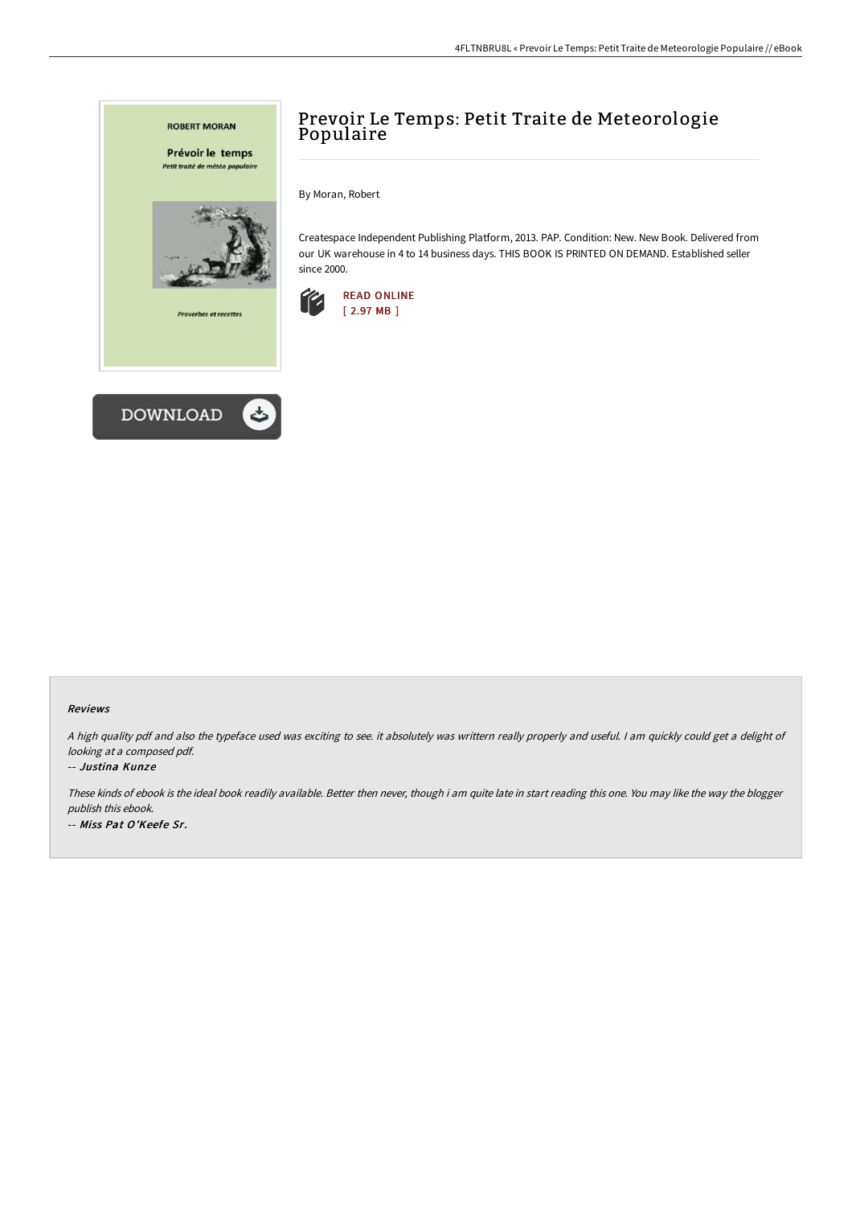# Prevoir Le Temps: Petit Traite de Meteorologie Populaire

By Moran, Robert

Createspace Independent Publishing Platform, 2013. PAP. Condition: New. New Book. Delivered from our UK warehouse in 4 to 14 business days. THIS BOOK IS PRINTED ON DEMAND. Established seller since 2000.

READ ONLINE
[ 2.97 MB ]

DOWNLOAD

### Reviews

*A high quality pdf and also the typeface used was exciting to see. it absolutely was writtern really properly and useful. I am quickly could get a delight of looking at a composed pdf.*

-- *Justina Kunze*

*These kinds of ebook is the ideal book readily available. Better then never, though i am quite late in start reading this one. You may like the way the blogger publish this ebook.*

-- *Miss Pat O'Keefe Sr.*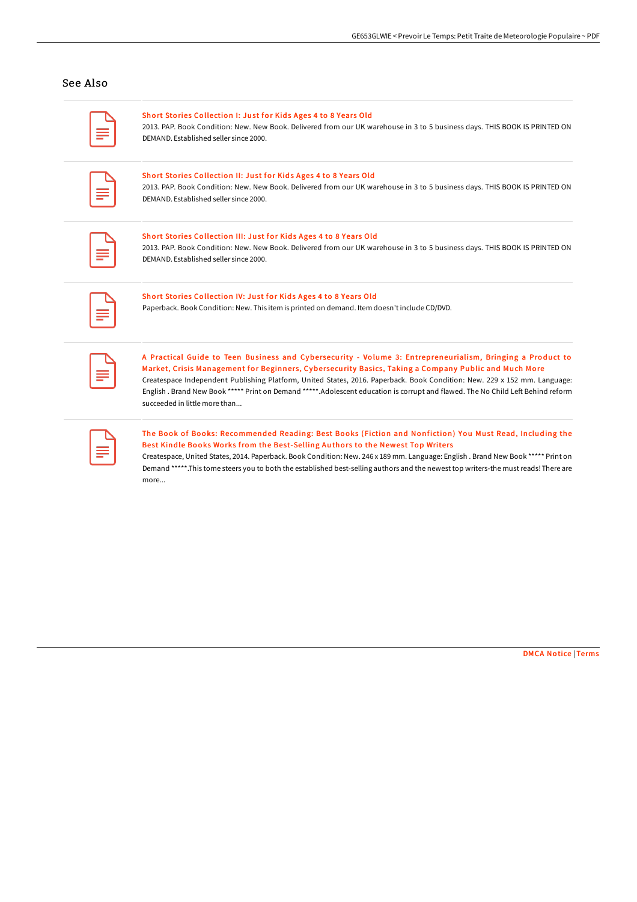## See Also

**Short Stories Collection I: Just for Kids Ages 4 to 8 Years Old**

2013. PAP. Book Condition: New. New Book. Delivered from our UK warehouse in 3 to 5 business days. THIS BOOK IS PRINTED ON DEMAND. Established seller since 2000.

**Short Stories Collection II: Just for Kids Ages 4 to 8 Years Old**

2013. PAP. Book Condition: New. New Book. Delivered from our UK warehouse in 3 to 5 business days. THIS BOOK IS PRINTED ON DEMAND. Established seller since 2000.

**Short Stories Collection III: Just for Kids Ages 4 to 8 Years Old**

2013. PAP. Book Condition: New. New Book. Delivered from our UK warehouse in 3 to 5 business days. THIS BOOK IS PRINTED ON DEMAND. Established seller since 2000.

**Short Stories Collection IV: Just for Kids Ages 4 to 8 Years Old**

Paperback. Book Condition: New. This item is printed on demand. Item doesn't include CD/DVD.

**A Practical Guide to Teen Business and Cybersecurity - Volume 3: Entrepreneurialism, Bringing a Product to Market, Crisis Management for Beginners, Cybersecurity Basics, Taking a Company Public and Much More**

Createspace Independent Publishing Platform, United States, 2016. Paperback. Book Condition: New. 229 x 152 mm. Language: English . Brand New Book ***** Print on Demand *****.Adolescent education is corrupt and flawed. The No Child Left Behind reform succeeded in little more than...

**The Book of Books: Recommended Reading: Best Books (Fiction and Nonfiction) You Must Read, Including the Best Kindle Books Works from the Best-Selling Authors to the Newest Top Writers**

Createspace, United States, 2014. Paperback. Book Condition: New. 246 x 189 mm. Language: English . Brand New Book ***** Print on Demand *****.This tome steers you to both the established best-selling authors and the newest top writers-the must reads! There are more...

DMCA Notice | Terms